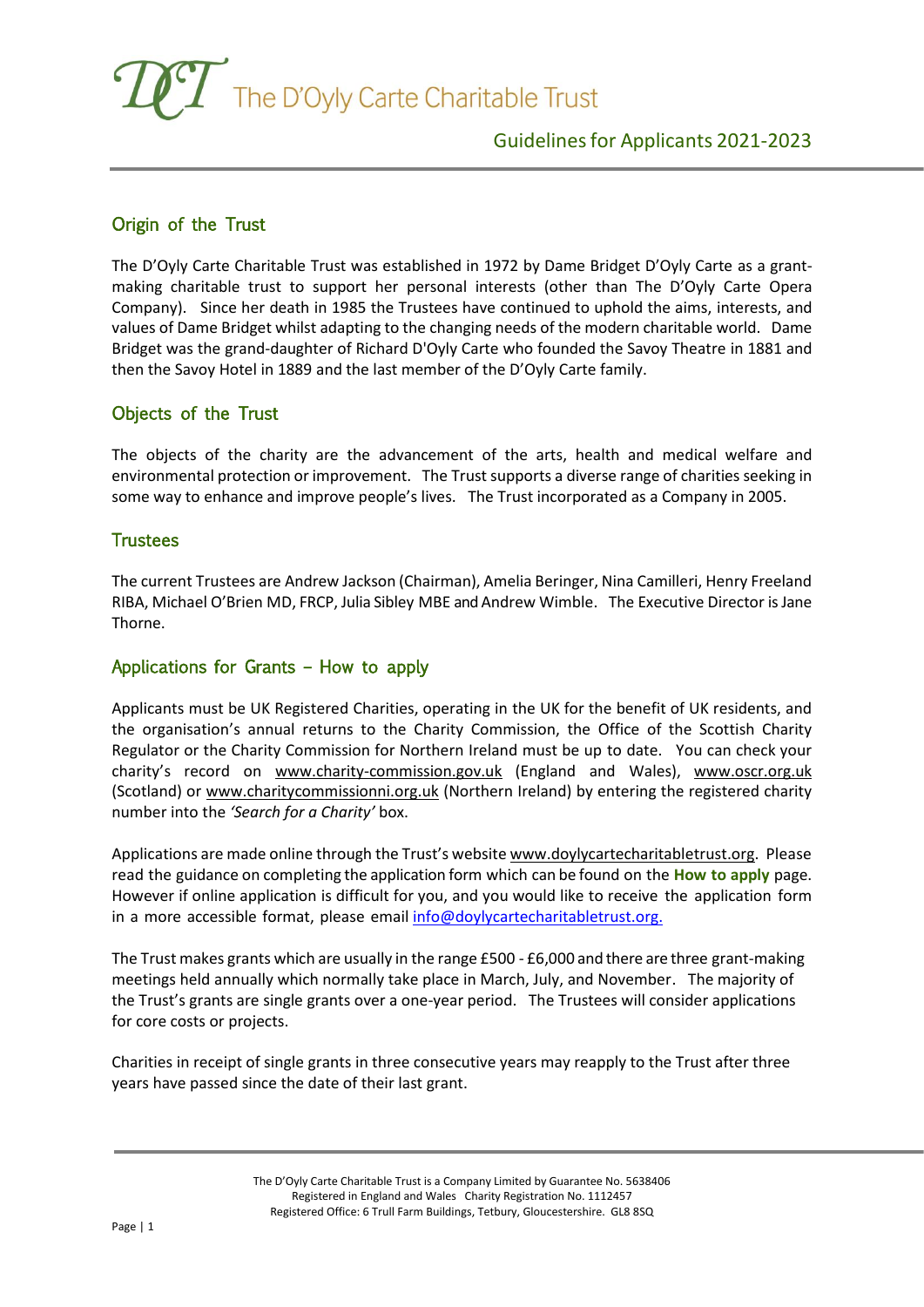# The D'Oyly Carte Charitable Trust

## Guidelines for Applicants 2021-2023

## Origin of the Trust

The D'Oyly Carte Charitable Trust was established in 1972 by Dame Bridget D'Oyly Carte as a grant-making charitable trust to support her personal interests (other than The D'Oyly Carte Opera Company). Since her death in 1985 the Trustees have continued to uphold the aims, interests, and values of Dame Bridget whilst adapting to the changing needs of the modern charitable world. Dame Bridget was the grand-daughter of Richard D'Oyly Carte who founded the Savoy Theatre in 1881 and then the Savoy Hotel in 1889 and the last member of the D'Oyly Carte family.

## Objects of the Trust

The objects of the charity are the advancement of the arts, health and medical welfare and environmental protection or improvement. The Trust supports a diverse range of charities seeking in some way to enhance and improve people's lives. The Trust incorporated as a Company in 2005.

## Trustees

The current Trustees are Andrew Jackson (Chairman), Amelia Beringer, Nina Camilleri, Henry Freeland RIBA, Michael O'Brien MD, FRCP, Julia Sibley MBE and Andrew Wimble. The Executive Director is Jane Thorne.

## Applications for Grants – How to apply

Applicants must be UK Registered Charities, operating in the UK for the benefit of UK residents, and the organisation's annual returns to the Charity Commission, the Office of the Scottish Charity Regulator or the Charity Commission for Northern Ireland must be up to date. You can check your charity's record on www.charity-commission.gov.uk (England and Wales), www.oscr.org.uk (Scotland) or www.charitycommissionni.org.uk (Northern Ireland) by entering the registered charity number into the *'Search for a Charity'* box.

Applications are made online through the Trust's website www.doylycartecharitabletrust.org. Please read the guidance on completing the application form which can be found on the **How to apply** page. However if online application is difficult for you, and you would like to receive the application form in a more accessible format, please email info@doylycartecharitabletrust.org.

The Trust makes grants which are usually in the range £500 - £6,000 and there are three grant-making meetings held annually which normally take place in March, July, and November. The majority of the Trust's grants are single grants over a one-year period. The Trustees will consider applications for core costs or projects.

Charities in receipt of single grants in three consecutive years may reapply to the Trust after three years have passed since the date of their last grant.

The D'Oyly Carte Charitable Trust is a Company Limited by Guarantee No. 5638406
Registered in England and Wales Charity Registration No. 1112457
Registered Office: 6 Trull Farm Buildings, Tetbury, Gloucestershire. GL8 8SQ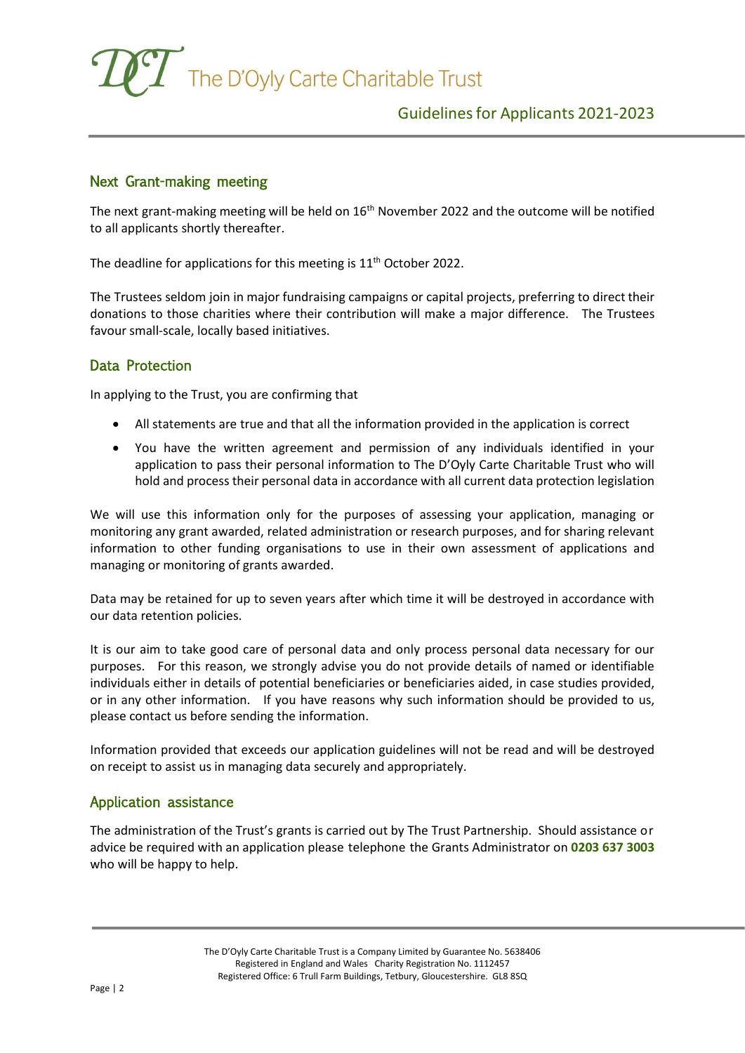## Next Grant-making meeting

The next grant-making meeting will be held on 16th November 2022 and the outcome will be notified to all applicants shortly thereafter.

The deadline for applications for this meeting is 11th October 2022.

The Trustees seldom join in major fundraising campaigns or capital projects, preferring to direct their donations to those charities where their contribution will make a major difference. The Trustees favour small-scale, locally based initiatives.

## Data Protection

In applying to the Trust, you are confirming that

- All statements are true and that all the information provided in the application is correct
- You have the written agreement and permission of any individuals identified in your application to pass their personal information to The D'Oyly Carte Charitable Trust who will hold and process their personal data in accordance with all current data protection legislation

We will use this information only for the purposes of assessing your application, managing or monitoring any grant awarded, related administration or research purposes, and for sharing relevant information to other funding organisations to use in their own assessment of applications and managing or monitoring of grants awarded.

Data may be retained for up to seven years after which time it will be destroyed in accordance with our data retention policies.

It is our aim to take good care of personal data and only process personal data necessary for our purposes. For this reason, we strongly advise you do not provide details of named or identifiable individuals either in details of potential beneficiaries or beneficiaries aided, in case studies provided, or in any other information. If you have reasons why such information should be provided to us, please contact us before sending the information.

Information provided that exceeds our application guidelines will not be read and will be destroyed on receipt to assist us in managing data securely and appropriately.

## Application assistance

The administration of the Trust's grants is carried out by The Trust Partnership. Should assistance or advice be required with an application please telephone the Grants Administrator on **0203 637 3003** who will be happy to help.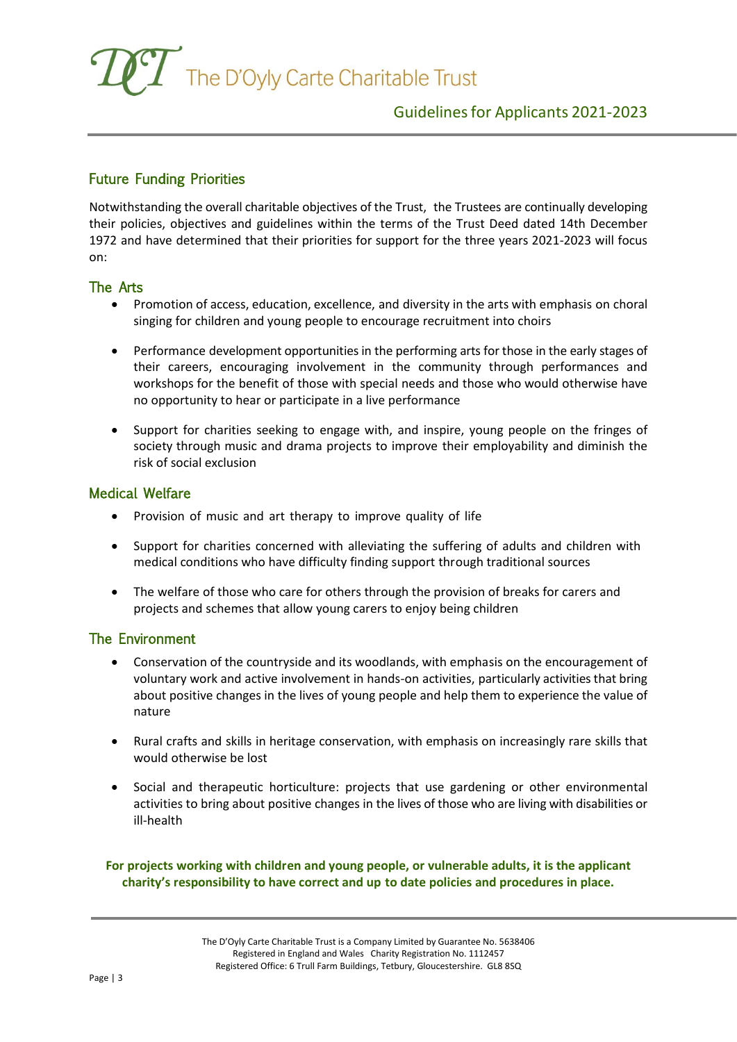## Future Funding Priorities

Notwithstanding the overall charitable objectives of the Trust, the Trustees are continually developing their policies, objectives and guidelines within the terms of the Trust Deed dated 14th December 1972 and have determined that their priorities for support for the three years 2021-2023 will focus on:

### The Arts

- Promotion of access, education, excellence, and diversity in the arts with emphasis on choral singing for children and young people to encourage recruitment into choirs
- Performance development opportunities in the performing arts for those in the early stages of their careers, encouraging involvement in the community through performances and workshops for the benefit of those with special needs and those who would otherwise have no opportunity to hear or participate in a live performance
- Support for charities seeking to engage with, and inspire, young people on the fringes of society through music and drama projects to improve their employability and diminish the risk of social exclusion

### Medical Welfare

- Provision of music and art therapy to improve quality of life
- Support for charities concerned with alleviating the suffering of adults and children with medical conditions who have difficulty finding support through traditional sources
- The welfare of those who care for others through the provision of breaks for carers and projects and schemes that allow young carers to enjoy being children

### The Environment

- Conservation of the countryside and its woodlands, with emphasis on the encouragement of voluntary work and active involvement in hands-on activities, particularly activities that bring about positive changes in the lives of young people and help them to experience the value of nature
- Rural crafts and skills in heritage conservation, with emphasis on increasingly rare skills that would otherwise be lost
- Social and therapeutic horticulture: projects that use gardening or other environmental activities to bring about positive changes in the lives of those who are living with disabilities or ill-health

**For projects working with children and young people, or vulnerable adults, it is the applicant charity's responsibility to have correct and up to date policies and procedures in place.**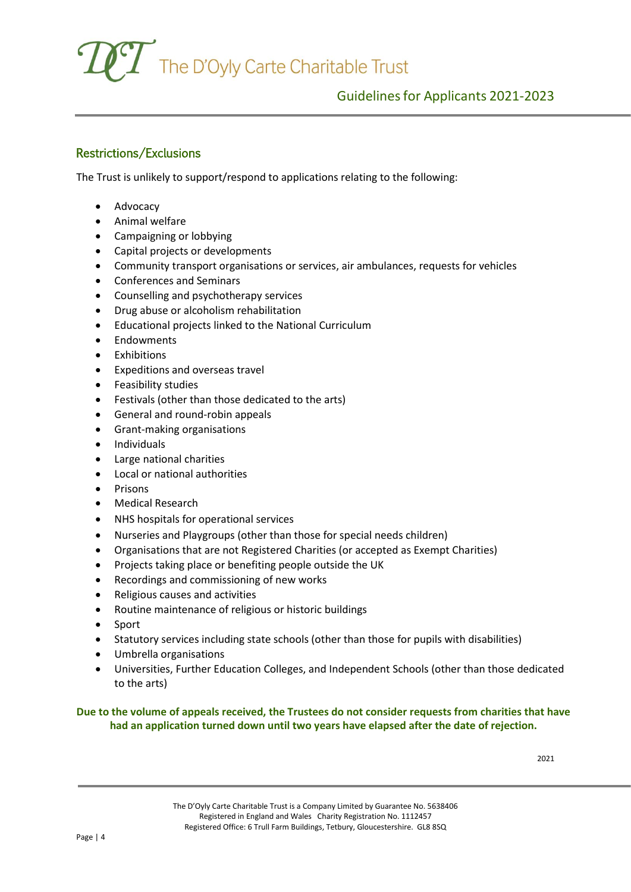## Restrictions/Exclusions

The Trust is unlikely to support/respond to applications relating to the following:

- Advocacy
- Animal welfare
- Campaigning or lobbying
- Capital projects or developments
- Community transport organisations or services, air ambulances, requests for vehicles
- Conferences and Seminars
- Counselling and psychotherapy services
- Drug abuse or alcoholism rehabilitation
- Educational projects linked to the National Curriculum
- Endowments
- Exhibitions
- Expeditions and overseas travel
- Feasibility studies
- Festivals (other than those dedicated to the arts)
- General and round-robin appeals
- Grant-making organisations
- Individuals
- Large national charities
- Local or national authorities
- Prisons
- Medical Research
- NHS hospitals for operational services
- Nurseries and Playgroups (other than those for special needs children)
- Organisations that are not Registered Charities (or accepted as Exempt Charities)
- Projects taking place or benefiting people outside the UK
- Recordings and commissioning of new works
- Religious causes and activities
- Routine maintenance of religious or historic buildings
- Sport
- Statutory services including state schools (other than those for pupils with disabilities)
- Umbrella organisations
- Universities, Further Education Colleges, and Independent Schools (other than those dedicated to the arts)

**Due to the volume of appeals received, the Trustees do not consider requests from charities that have had an application turned down until two years have elapsed after the date of rejection.**

2021

The D'Oyly Carte Charitable Trust is a Company Limited by Guarantee No. 5638406
Registered in England and Wales Charity Registration No. 1112457
Registered Office: 6 Trull Farm Buildings, Tetbury, Gloucestershire. GL8 8SQ